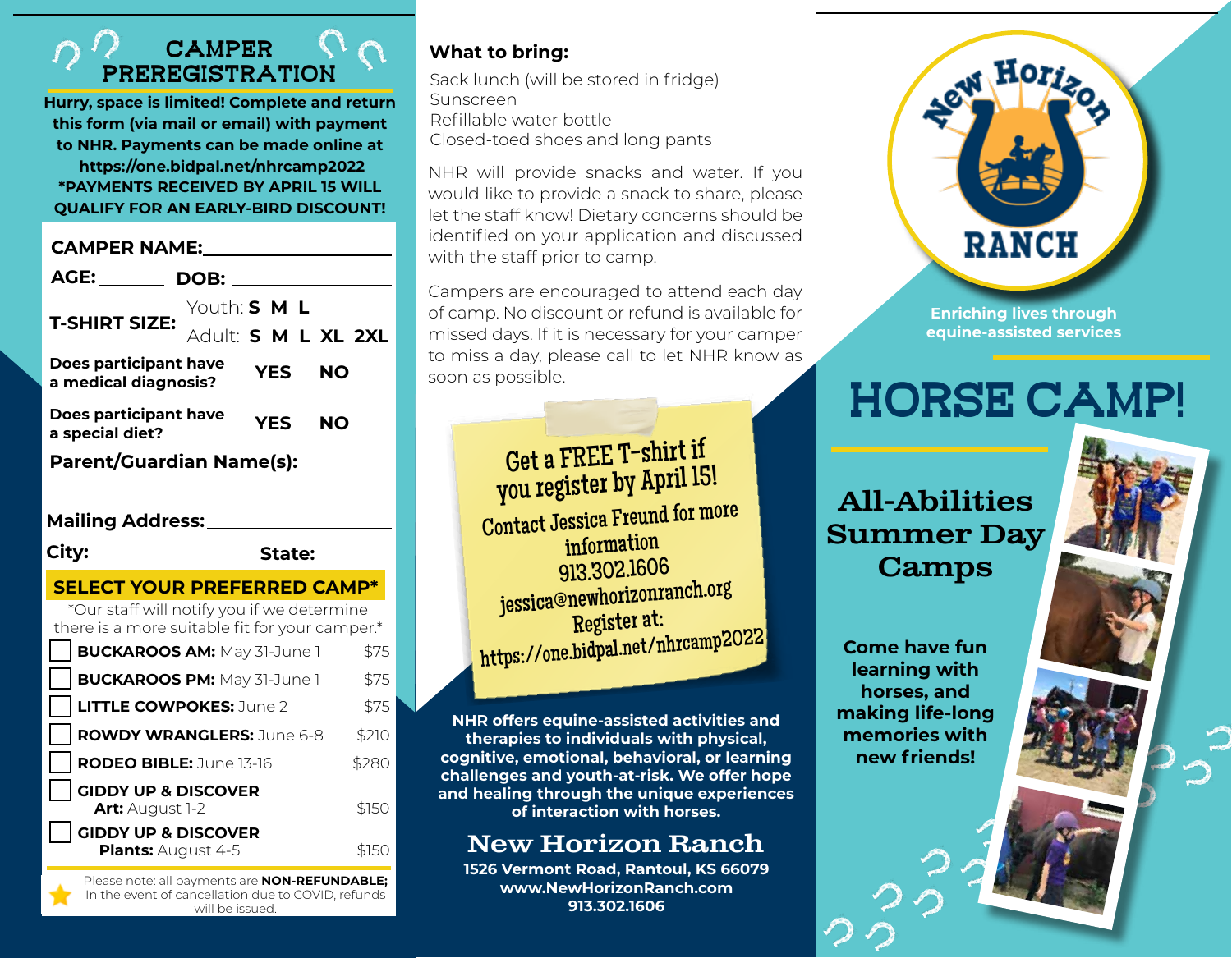# CAMPER PREREGISTRATION

**Hurry, space is limited! Complete and return this form (via mail or email) with payment to NHR. Payments can be made online at https://one.bidpal.net/nhrcamp2022**
**\*PAYMENTS RECEIVED BY APRIL 15 WILL QUALIFY FOR AN EARLY-BIRD DISCOUNT!**

**CAMPER NAME:** ____________________

**AGE:** ______ **DOB:** ______________

**T-SHIRT SIZE:** Youth: **S M L** Adult: **S M L XL 2XL**

**Does participant have a medical diagnosis?** YES NO

**Does participant have a special diet?** YES NO

**Parent/Guardian Name(s):**

____________________

**Mailing Address:** ____________________

**City:** ______________ **State:** ______

## SELECT YOUR PREFERRED CAMP*

*Our staff will notify you if we determine there is a more suitable fit for your camper.*

| | Camp | Price |
|---|---|---|
| ☐ | **BUCKAROOS AM:** May 31-June 1 | $75 |
| ☐ | **BUCKAROOS PM:** May 31-June 1 | $75 |
| ☐ | **LITTLE COWPOKES:** June 2 | $75 |
| ☐ | **ROWDY WRANGLERS:** June 6-8 | $210 |
| ☐ | **RODEO BIBLE:** June 13-16 | $280 |
| ☐ | **GIDDY UP & DISCOVER Art:** August 1-2 | $150 |
| ☐ | **GIDDY UP & DISCOVER Plants:** August 4-5 | $150 |

Please note: all payments are **NON-REFUNDABLE;** In the event of cancellation due to COVID, refunds will be issued.

**What to bring:**

Sack lunch (will be stored in fridge)
Sunscreen
Refillable water bottle
Closed-toed shoes and long pants

NHR will provide snacks and water. If you would like to provide a snack to share, please let the staff know! Dietary concerns should be identified on your application and discussed with the staff prior to camp.

Campers are encouraged to attend each day of camp. No discount or refund is available for missed days. If it is necessary for your camper to miss a day, please call to let NHR know as soon as possible.

Get a FREE T-shirt if you register by April 15!
Contact Jessica Freund for more information
913.302.1606
jessica@newhorizonranch.org
Register at:
https://one.bidpal.net/nhrcamp2022

**NHR offers equine-assisted activities and therapies to individuals with physical, cognitive, emotional, behavioral, or learning challenges and youth-at-risk. We offer hope and healing through the unique experiences of interaction with horses.**

## New Horizon Ranch

**1526 Vermont Road, Rantoul, KS 66079**
**www.NewHorizonRanch.com**
**913.302.1606**

New Horizon RANCH

**Enriching lives through equine-assisted services**

# HORSE CAMP!

## All-Abilities Summer Day Camps

**Come have fun learning with horses, and making life-long memories with new friends!**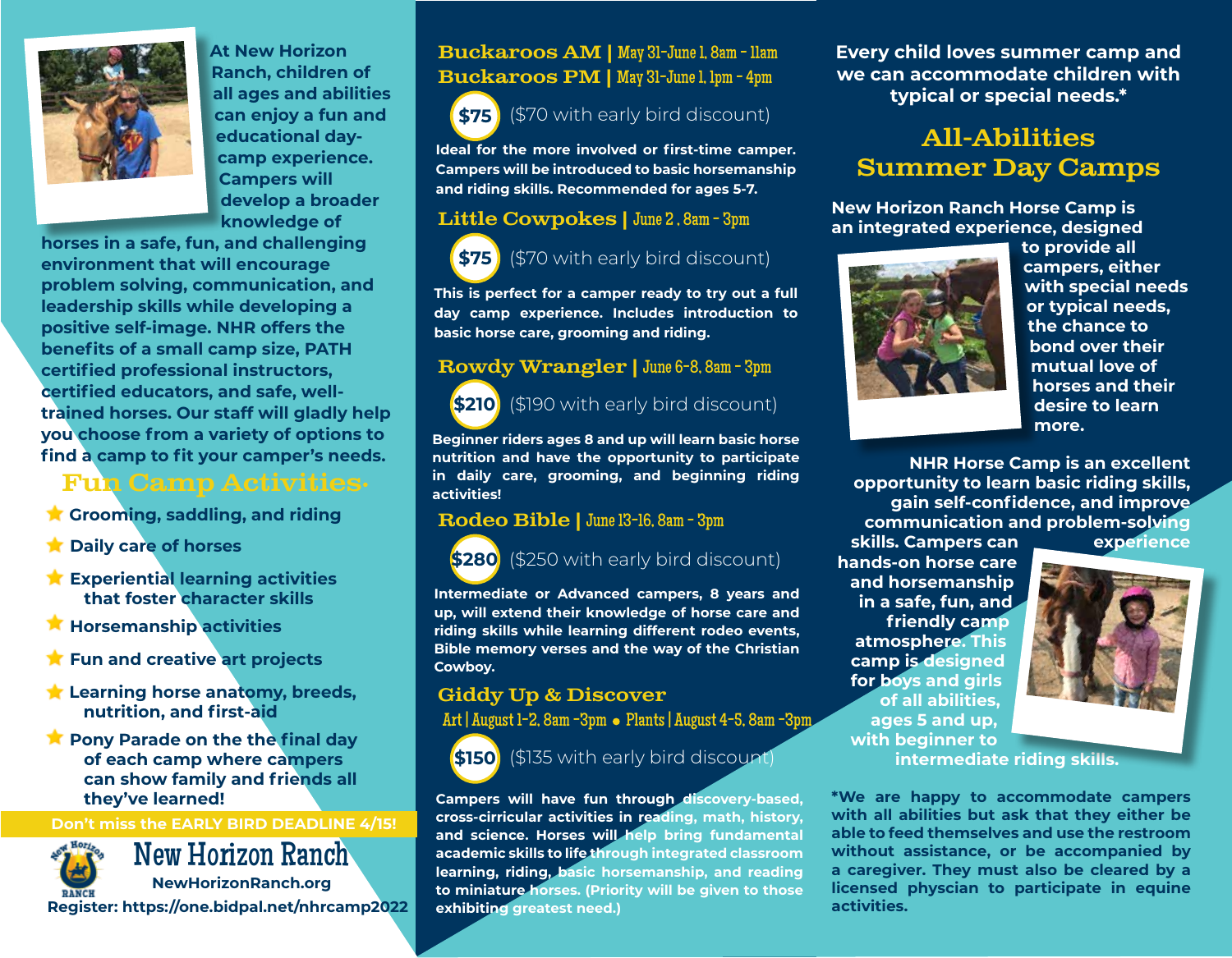At New Horizon Ranch, children of all ages and abilities can enjoy a fun and educational day-camp experience. Campers will develop a broader knowledge of horses in a safe, fun, and challenging environment that will encourage problem solving, communication, and leadership skills while developing a positive self-image. NHR offers the benefits of a small camp size, PATH certified professional instructors, certified educators, and safe, well-trained horses. Our staff will gladly help you choose from a variety of options to find a camp to fit your camper's needs.

## Fun Camp Activities:

- Grooming, saddling, and riding
- Daily care of horses
- Experiential learning activities that foster character skills
- Horsemanship activities
- Fun and creative art projects
- Learning horse anatomy, breeds, nutrition, and first-aid
- Pony Parade on the the final day of each camp where campers can show family and friends all they've learned!

**Don't miss the EARLY BIRD DEADLINE 4/15!**

**New Horizon Ranch**
NewHorizonRanch.org
Register: https://one.bidpal.net/nhrcamp2022

### Buckaroos AM | May 31-June 1, 8am - 11am
### Buckaroos PM | May 31-June 1, 1pm - 4pm

**$75** ($70 with early bird discount)

**Ideal for the more involved or first-time camper. Campers will be introduced to basic horsemanship and riding skills. Recommended for ages 5-7.**

### Little Cowpokes | June 2 , 8am - 3pm

**$75** ($70 with early bird discount)

**This is perfect for a camper ready to try out a full day camp experience. Includes introduction to basic horse care, grooming and riding.**

### Rowdy Wrangler | June 6-8, 8am - 3pm

**$210** ($190 with early bird discount)

**Beginner riders ages 8 and up will learn basic horse nutrition and have the opportunity to participate in daily care, grooming, and beginning riding activities!**

### Rodeo Bible | June 13-16, 8am - 3pm

**$280** ($250 with early bird discount)

**Intermediate or Advanced campers, 8 years and up, will extend their knowledge of horse care and riding skills while learning different rodeo events, Bible memory verses and the way of the Christian Cowboy.**

### Giddy Up & Discover
Art | August 1-2, 8am -3pm • Plants | August 4-5, 8am -3pm

**$150** ($135 with early bird discount)

**Campers will have fun through discovery-based, cross-cirricular activities in reading, math, history, and science. Horses will help bring fundamental academic skills to life through integrated classroom learning, riding, basic horsemanship, and reading to miniature horses. (Priority will be given to those exhibiting greatest need.)**

**Every child loves summer camp and we can accommodate children with typical or special needs.***

# All-Abilities Summer Day Camps

**New Horizon Ranch Horse Camp is an integrated experience, designed to provide all campers, either with special needs or typical needs, the chance to bond over their mutual love of horses and their desire to learn more.**

**NHR Horse Camp is an excellent opportunity to learn basic riding skills, gain self-confidence, and improve communication and problem-solving skills. Campers can experience hands-on horse care and horsemanship in a safe, fun, and friendly camp atmosphere. This camp is designed for boys and girls of all abilities, ages 5 and up, with beginner to intermediate riding skills.**

***We are happy to accommodate campers with all abilities but ask that they either be able to feed themselves and use the restroom without assistance, or be accompanied by a caregiver. They must also be cleared by a licensed physcian to participate in equine activities.**